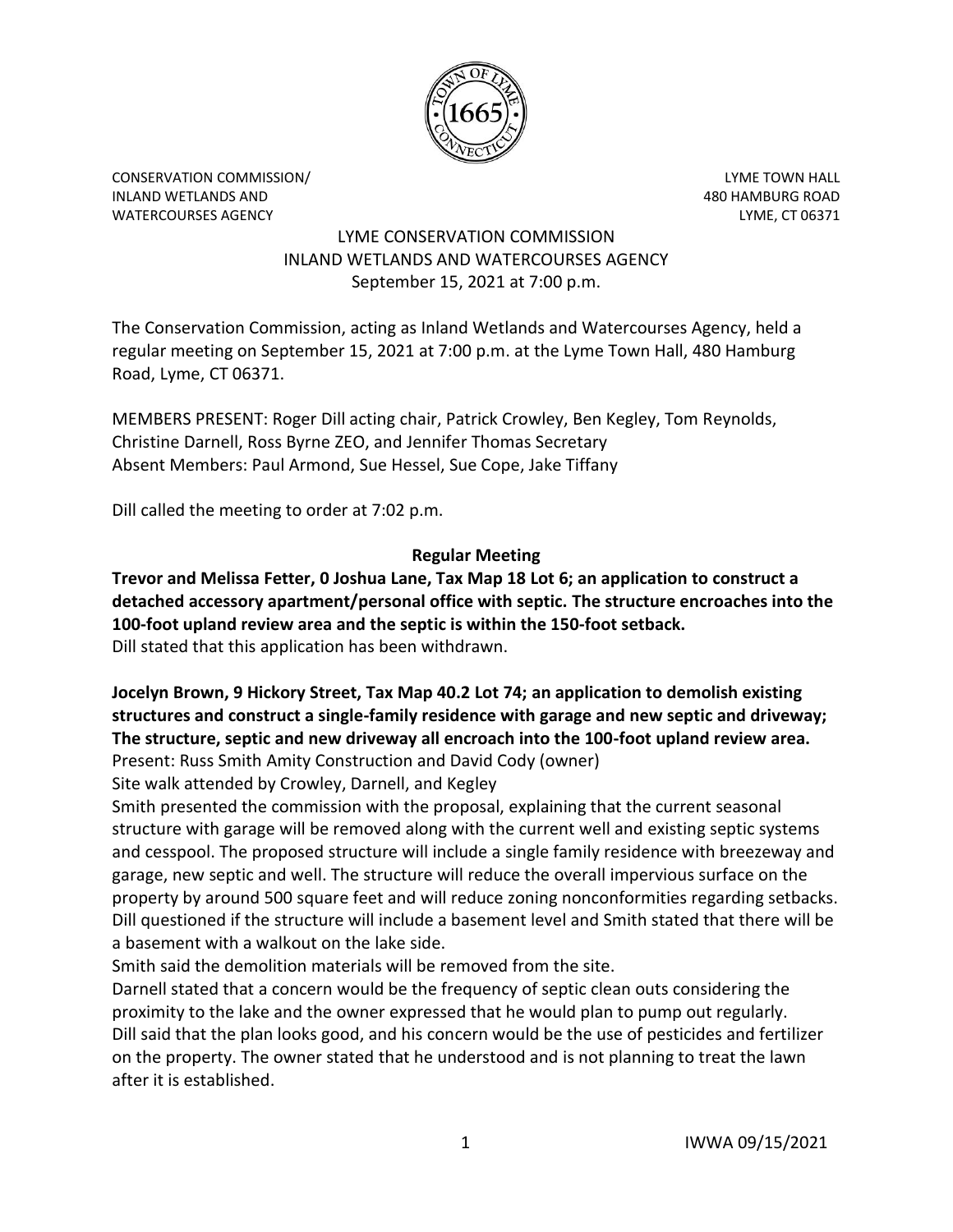CONSERVATION COMMISSION/
INLAND WETLANDS AND
WATERCOURSES AGENCY

LYME TOWN HALL
480 HAMBURG ROAD
LYME, CT 06371

# LYME CONSERVATION COMMISSION
## INLAND WETLANDS AND WATERCOURSES AGENCY
September 15, 2021 at 7:00 p.m.

The Conservation Commission, acting as Inland Wetlands and Watercourses Agency, held a regular meeting on September 15, 2021 at 7:00 p.m. at the Lyme Town Hall, 480 Hamburg Road, Lyme, CT 06371.

MEMBERS PRESENT: Roger Dill acting chair, Patrick Crowley, Ben Kegley, Tom Reynolds, Christine Darnell, Ross Byrne ZEO, and Jennifer Thomas Secretary
Absent Members: Paul Armond, Sue Hessel, Sue Cope, Jake Tiffany

Dill called the meeting to order at 7:02 p.m.

### Regular Meeting

**Trevor and Melissa Fetter, 0 Joshua Lane, Tax Map 18 Lot 6; an application to construct a detached accessory apartment/personal office with septic. The structure encroaches into the 100-foot upland review area and the septic is within the 150-foot setback.**
Dill stated that this application has been withdrawn.

**Jocelyn Brown, 9 Hickory Street, Tax Map 40.2 Lot 74; an application to demolish existing structures and construct a single-family residence with garage and new septic and driveway; The structure, septic and new driveway all encroach into the 100-foot upland review area.**
Present: Russ Smith Amity Construction and David Cody (owner)
Site walk attended by Crowley, Darnell, and Kegley
Smith presented the commission with the proposal, explaining that the current seasonal structure with garage will be removed along with the current well and existing septic systems and cesspool. The proposed structure will include a single family residence with breezeway and garage, new septic and well. The structure will reduce the overall impervious surface on the property by around 500 square feet and will reduce zoning nonconformities regarding setbacks.
Dill questioned if the structure will include a basement level and Smith stated that there will be a basement with a walkout on the lake side.
Smith said the demolition materials will be removed from the site.
Darnell stated that a concern would be the frequency of septic clean outs considering the proximity to the lake and the owner expressed that he would plan to pump out regularly.
Dill said that the plan looks good, and his concern would be the use of pesticides and fertilizer on the property. The owner stated that he understood and is not planning to treat the lawn after it is established.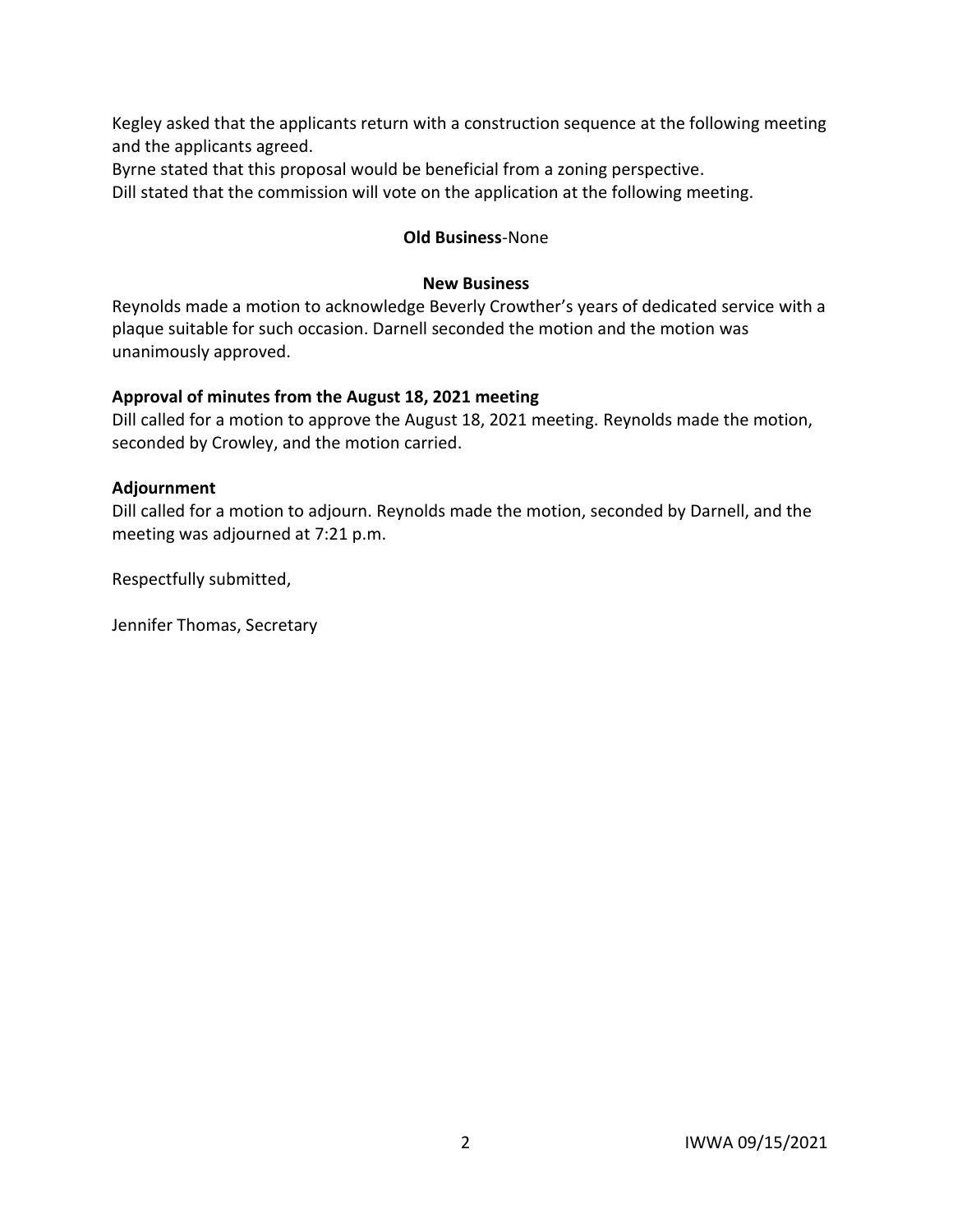Kegley asked that the applicants return with a construction sequence at the following meeting and the applicants agreed.

Byrne stated that this proposal would be beneficial from a zoning perspective.

Dill stated that the commission will vote on the application at the following meeting.

**Old Business**-None

**New Business**

Reynolds made a motion to acknowledge Beverly Crowther's years of dedicated service with a plaque suitable for such occasion. Darnell seconded the motion and the motion was unanimously approved.

**Approval of minutes from the August 18, 2021 meeting**

Dill called for a motion to approve the August 18, 2021 meeting. Reynolds made the motion, seconded by Crowley, and the motion carried.

**Adjournment**

Dill called for a motion to adjourn. Reynolds made the motion, seconded by Darnell, and the meeting was adjourned at 7:21 p.m.

Respectfully submitted,

Jennifer Thomas, Secretary